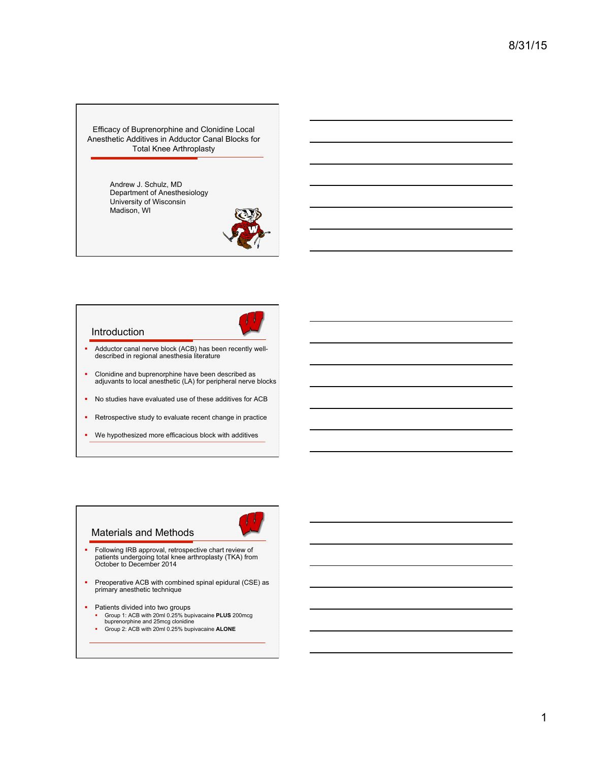# Efficacy of Buprenorphine and Clonidine Local Anesthetic Additives in Adductor Canal Blocks for Total Knee Arthroplasty

Andrew J. Schulz, MD
Department of Anesthesiology
University of Wisconsin
Madison, WI

## Introduction

- Adductor canal nerve block (ACB) has been recently well-described in regional anesthesia literature
- Clonidine and buprenorphine have been described as adjuvants to local anesthetic (LA) for peripheral nerve blocks
- No studies have evaluated use of these additives for ACB
- Retrospective study to evaluate recent change in practice
- We hypothesized more efficacious block with additives

## Materials and Methods

- Following IRB approval, retrospective chart review of patients undergoing total knee arthroplasty (TKA) from October to December 2014
- Preoperative ACB with combined spinal epidural (CSE) as primary anesthetic technique
- Patients divided into two groups
  - Group 1: ACB with 20ml 0.25% bupivacaine **PLUS** 200mcg buprenorphine and 25mcg clonidine
  - Group 2: ACB with 20ml 0.25% bupivacaine **ALONE**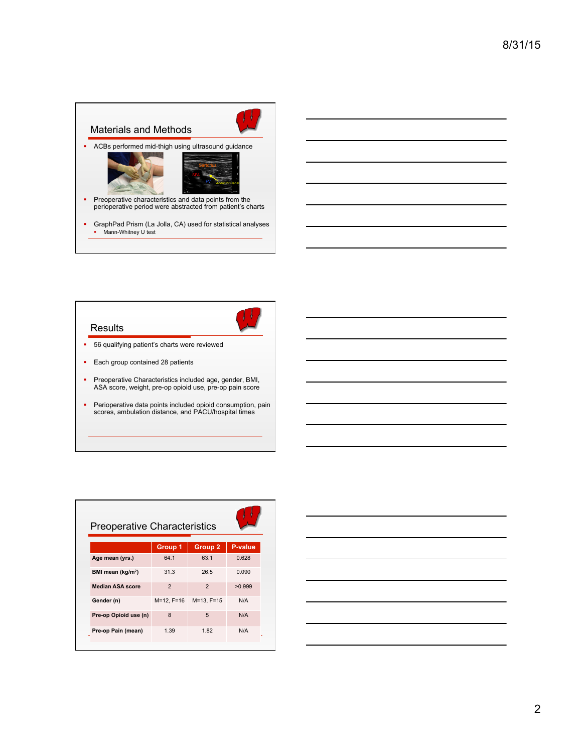## Materials and Methods

- ACBs performed mid-thigh using ultrasound guidance
- Preoperative characteristics and data points from the perioperative period were abstracted from patient's charts
- GraphPad Prism (La Jolla, CA) used for statistical analyses
  - Mann-Whitney U test

## Results

- 56 qualifying patient's charts were reviewed
- Each group contained 28 patients
- Preoperative Characteristics included age, gender, BMI, ASA score, weight, pre-op opioid use, pre-op pain score
- Perioperative data points included opioid consumption, pain scores, ambulation distance, and PACU/hospital times

## Preoperative Characteristics

| | Group 1 | Group 2 | P-value |
|---|---|---|---|
| **Age mean (yrs.)** | 64.1 | 63.1 | 0.628 |
| **BMI mean (kg/m²)** | 31.3 | 26.5 | 0.090 |
| **Median ASA score** | 2 | 2 | >0.999 |
| **Gender (n)** | M=12, F=16 | M=13, F=15 | N/A |
| **Pre-op Opioid use (n)** | 8 | 5 | N/A |
| **Pre-op Pain (mean)** | 1.39 | 1.82 | N/A |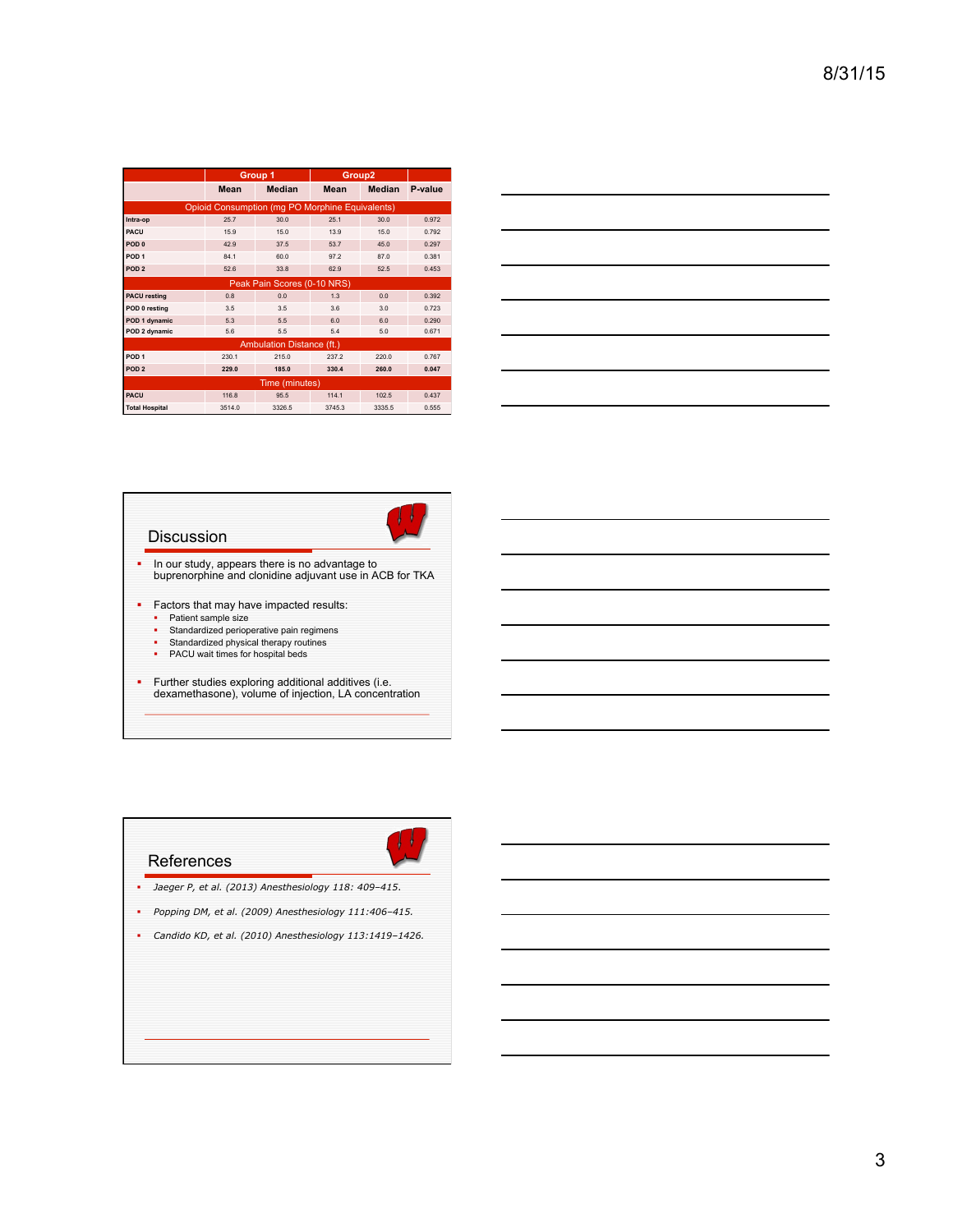| | Group 1 | | Group2 | | |
|---|---|---|---|---|---|
| | Mean | Median | Mean | Median | P-value |
| **Opioid Consumption (mg PO Morphine Equivalents)** | | | | | |
| Intra-op | 25.7 | 30.0 | 25.1 | 30.0 | 0.972 |
| PACU | 15.9 | 15.0 | 13.9 | 15.0 | 0.792 |
| POD 0 | 42.9 | 37.5 | 53.7 | 45.0 | 0.297 |
| POD 1 | 84.1 | 60.0 | 97.2 | 87.0 | 0.381 |
| POD 2 | 52.6 | 33.8 | 62.9 | 52.5 | 0.453 |
| **Peak Pain Scores (0-10 NRS)** | | | | | |
| PACU resting | 0.8 | 0.0 | 1.3 | 0.0 | 0.392 |
| POD 0 resting | 3.5 | 3.5 | 3.6 | 3.0 | 0.723 |
| POD 1 dynamic | 5.3 | 5.5 | 6.0 | 6.0 | 0.290 |
| POD 2 dynamic | 5.6 | 5.5 | 5.4 | 5.0 | 0.671 |
| **Ambulation Distance (ft.)** | | | | | |
| POD 1 | 230.1 | 215.0 | 237.2 | 220.0 | 0.767 |
| POD 2 | **229.0** | **185.0** | **330.4** | **260.0** | **0.047** |
| **Time (minutes)** | | | | | |
| PACU | 116.8 | 95.5 | 114.1 | 102.5 | 0.437 |
| Total Hospital | 3514.0 | 3326.5 | 3745.3 | 3335.5 | 0.555 |

## Discussion

- In our study, appears there is no advantage to buprenorphine and clonidine adjuvant use in ACB for TKA
- Factors that may have impacted results:
  - Patient sample size
  - Standardized perioperative pain regimens
  - Standardized physical therapy routines
  - PACU wait times for hospital beds
- Further studies exploring additional additives (i.e. dexamethasone), volume of injection, LA concentration

## References

- *Jaeger P, et al. (2013) Anesthesiology 118: 409–415.*
- *Popping DM, et al. (2009) Anesthesiology 111:406–415.*
- *Candido KD, et al. (2010) Anesthesiology 113:1419–1426.*